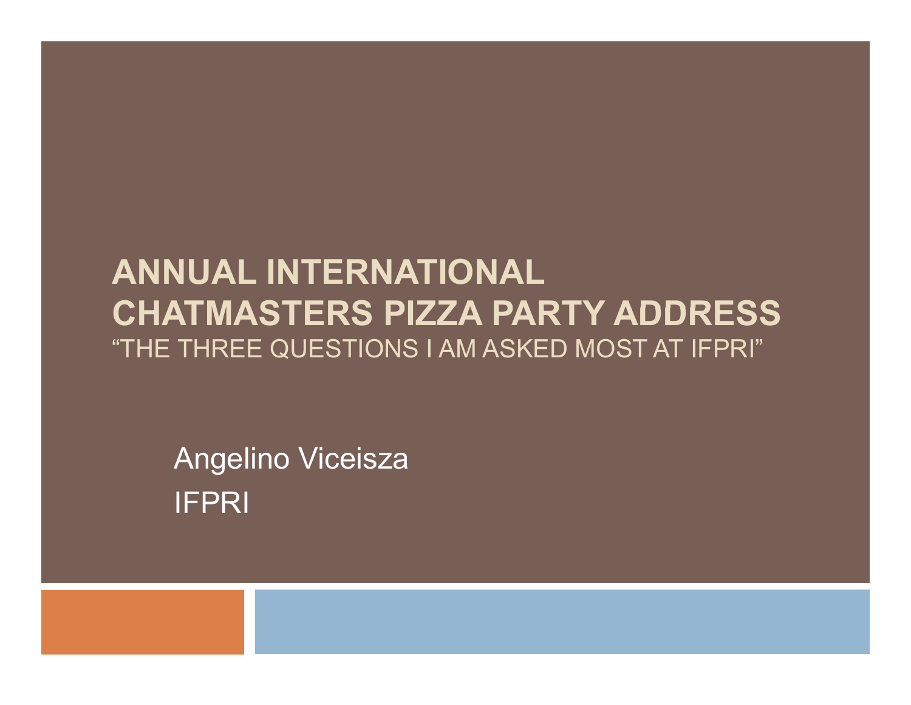# ANNUAL INTERNATIONAL CHATMASTERS PIZZA PARTY ADDRESS

"THE THREE QUESTIONS I AM ASKED MOST AT IFPRI"

Angelino Viceisza

IFPRI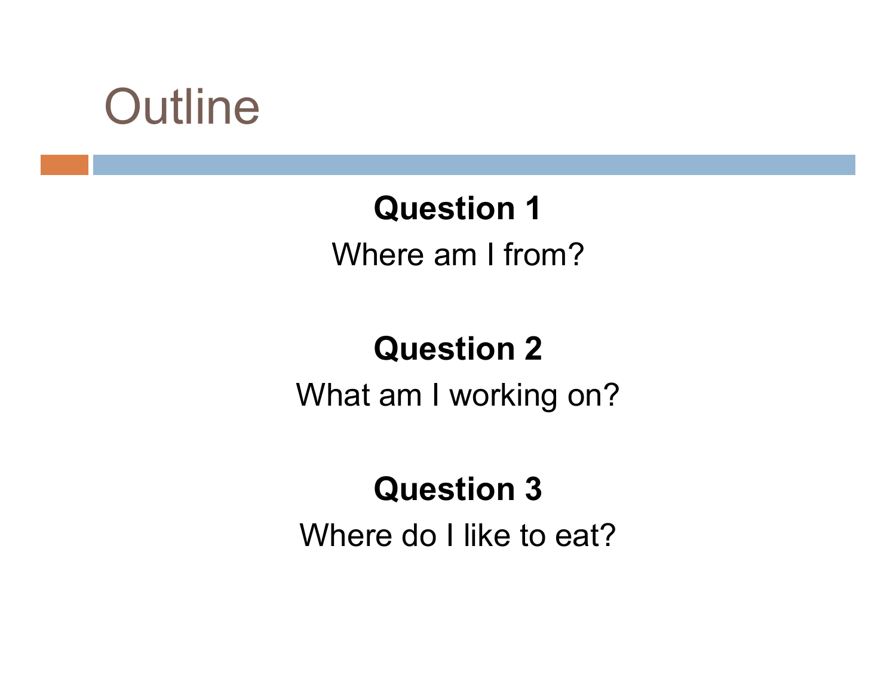# Outline

**Question 1**

Where am I from?

**Question 2**

What am I working on?

**Question 3**

Where do I like to eat?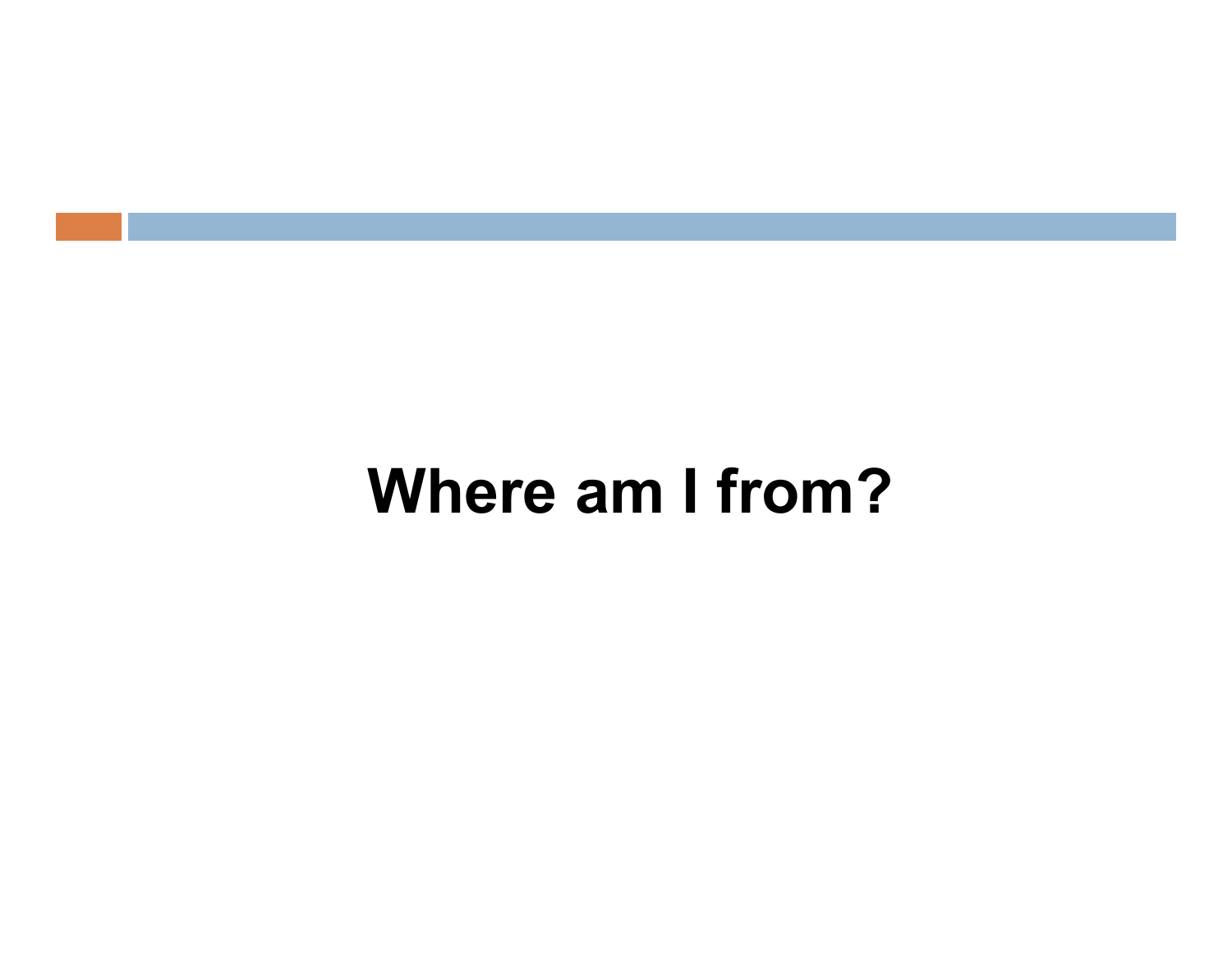# Where am I from?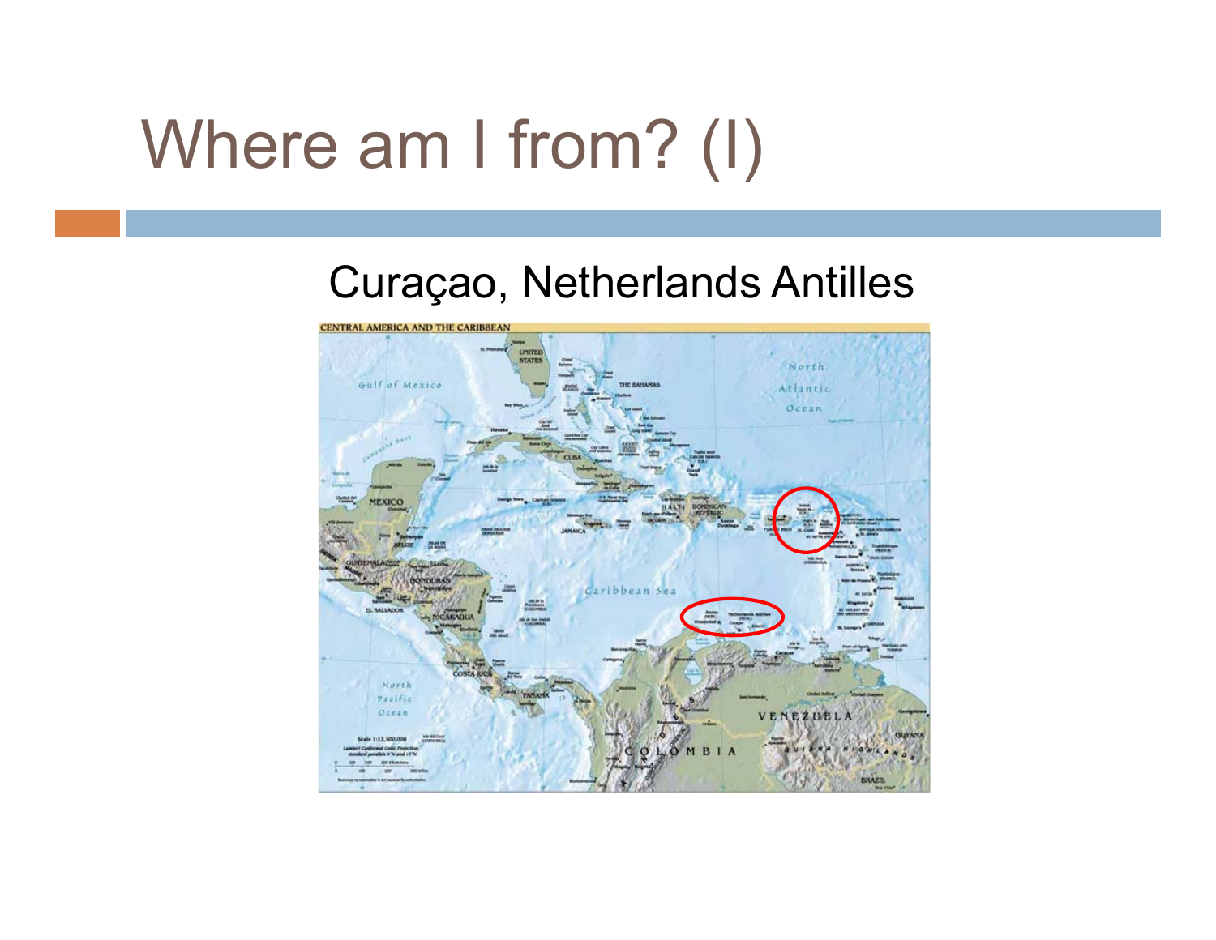# Where am I from? (I)

Curaçao, Netherlands Antilles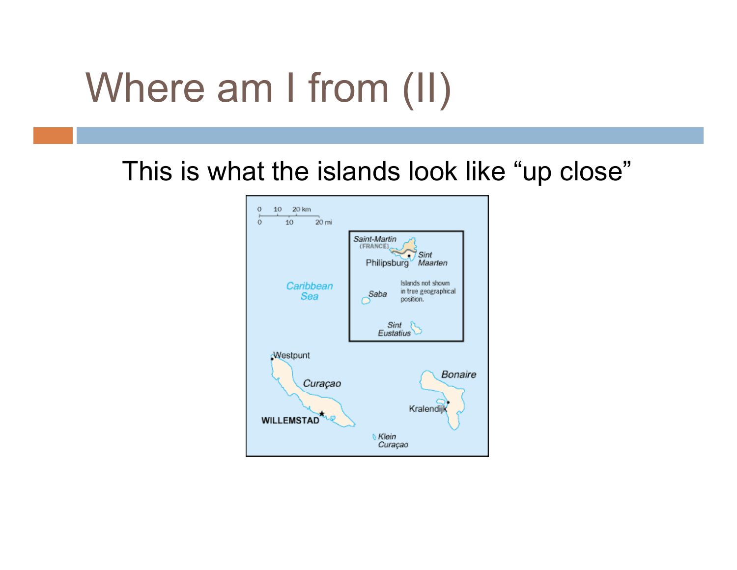# Where am I from (II)

This is what the islands look like "up close"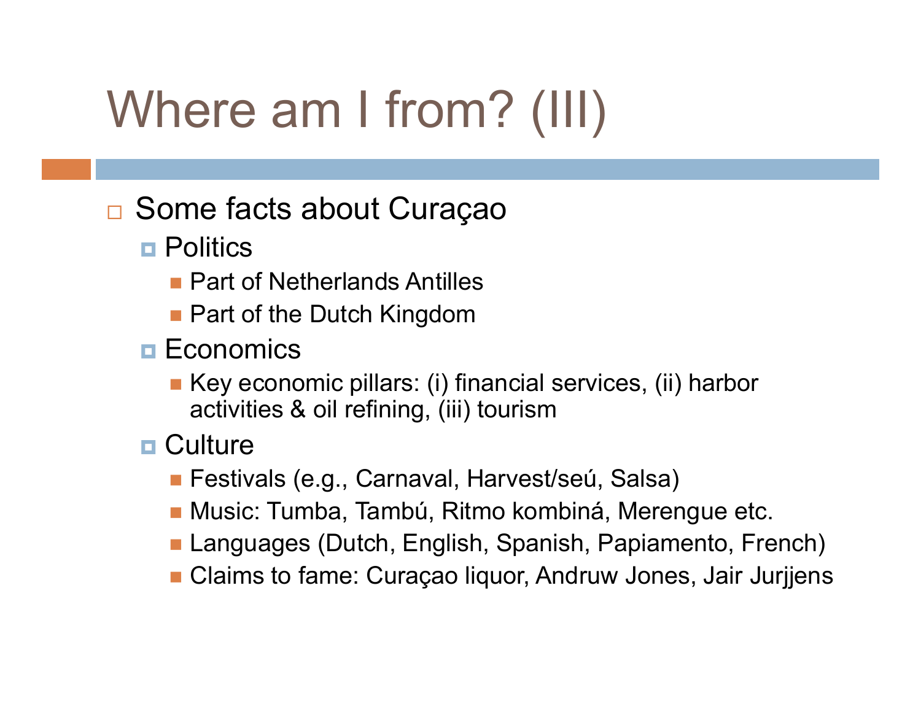# Where am I from? (III)

- Some facts about Curaçao
  - Politics
    - Part of Netherlands Antilles
    - Part of the Dutch Kingdom
  - Economics
    - Key economic pillars: (i) financial services, (ii) harbor activities & oil refining, (iii) tourism
  - Culture
    - Festivals (e.g., Carnaval, Harvest/seú, Salsa)
    - Music: Tumba, Tambú, Ritmo kombiná, Merengue etc.
    - Languages (Dutch, English, Spanish, Papiamento, French)
    - Claims to fame: Curaçao liquor, Andruw Jones, Jair Jurjjens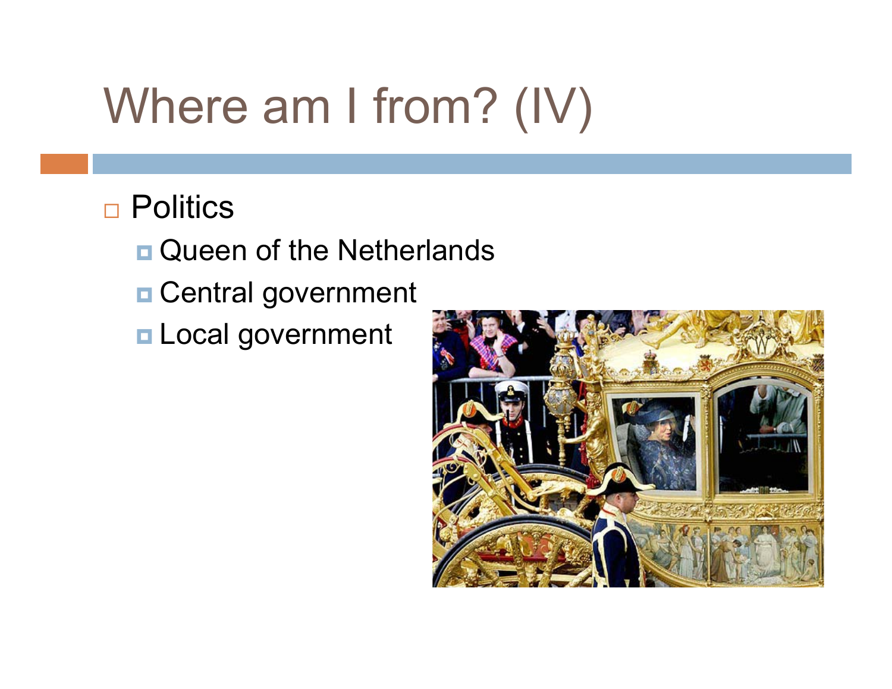# Where am I from? (IV)

- Politics
  - Queen of the Netherlands
  - Central government
  - Local government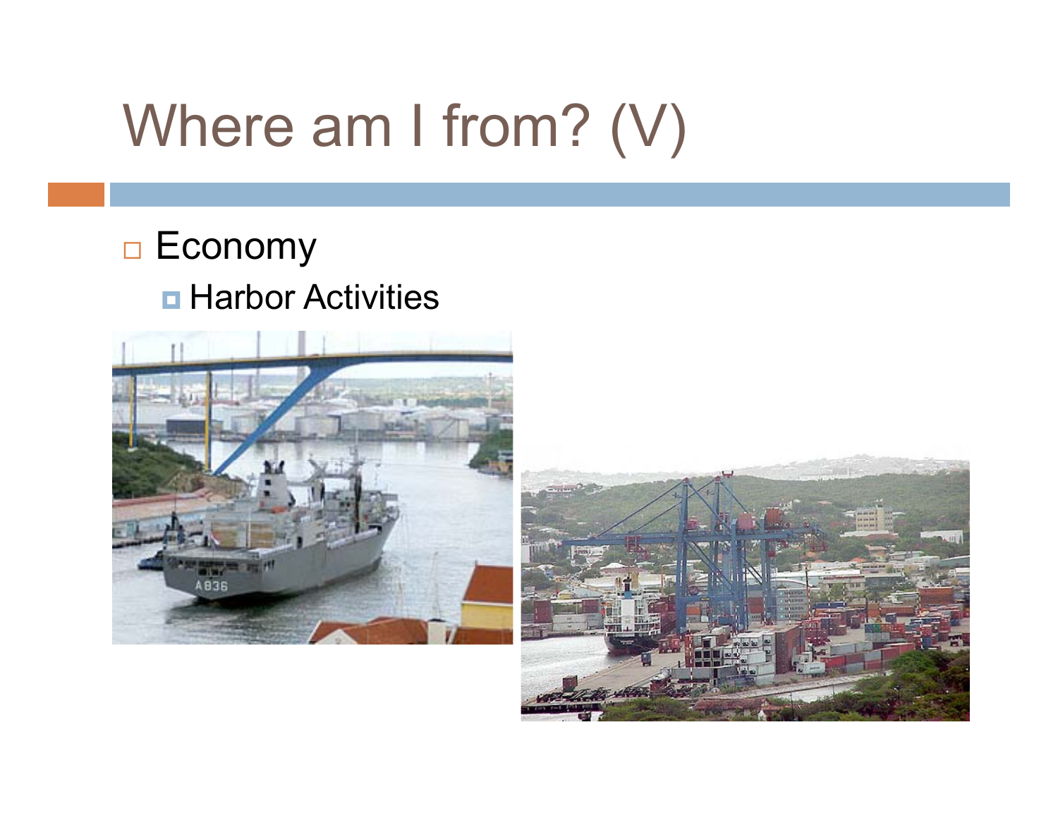# Where am I from? (V)

- Economy
  - Harbor Activities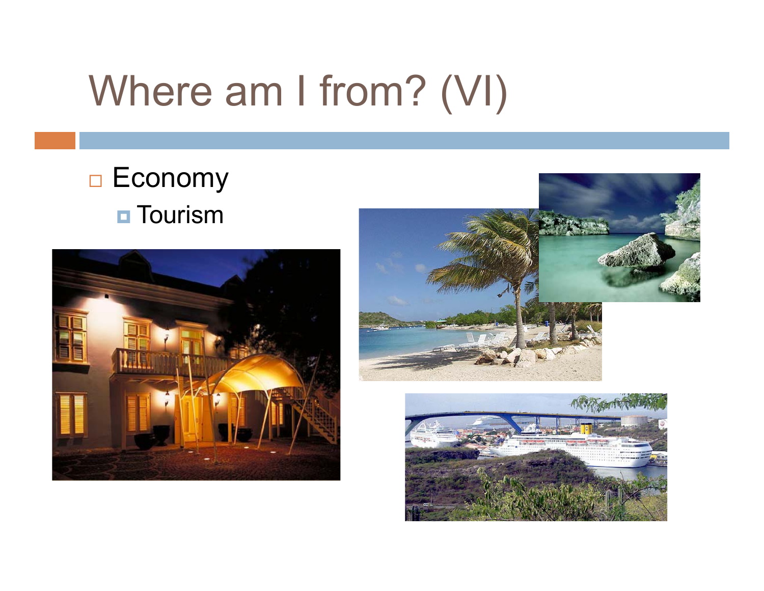# Where am I from? (VI)

- Economy
  - Tourism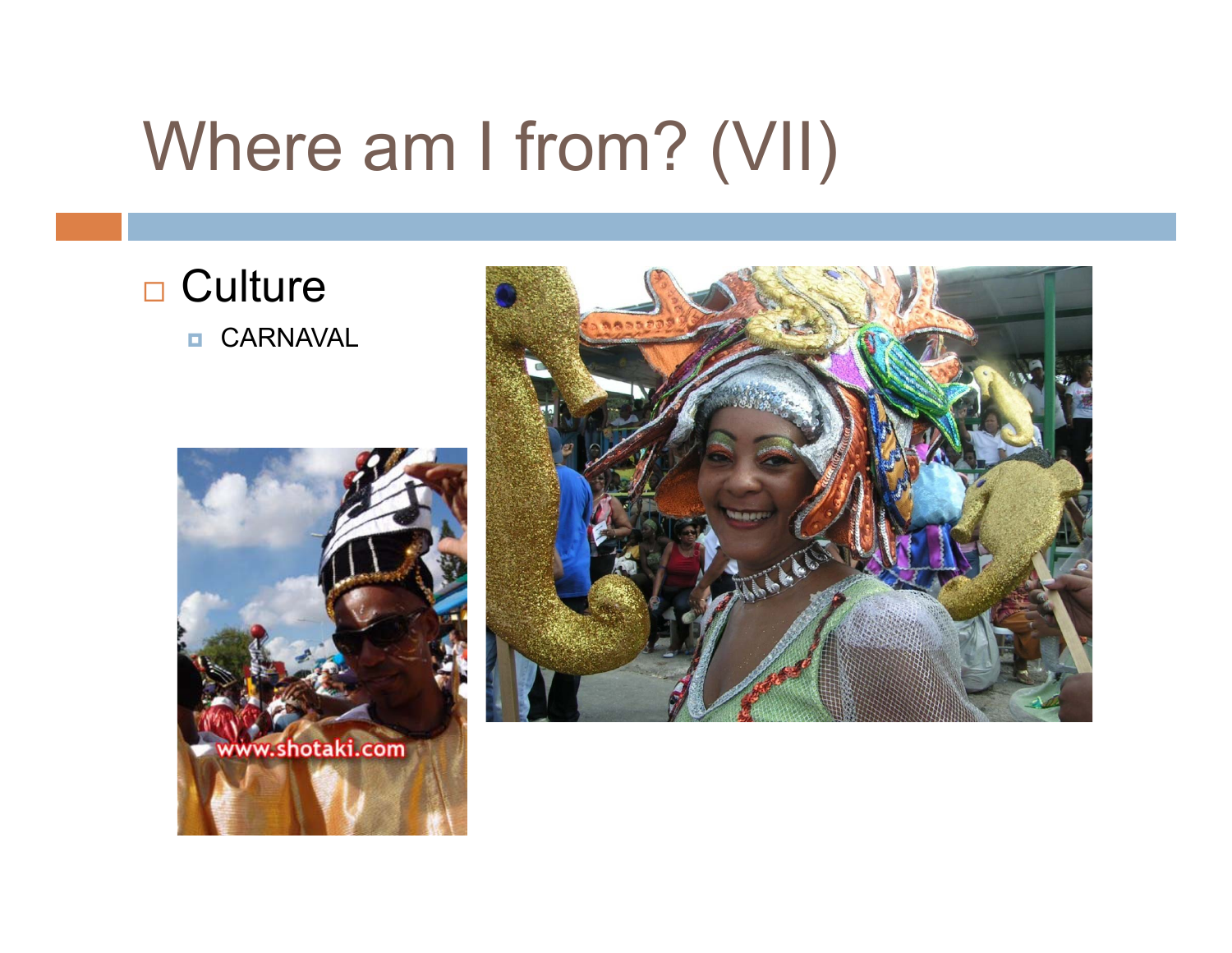# Where am I from? (VII)

- Culture
  - CARNAVAL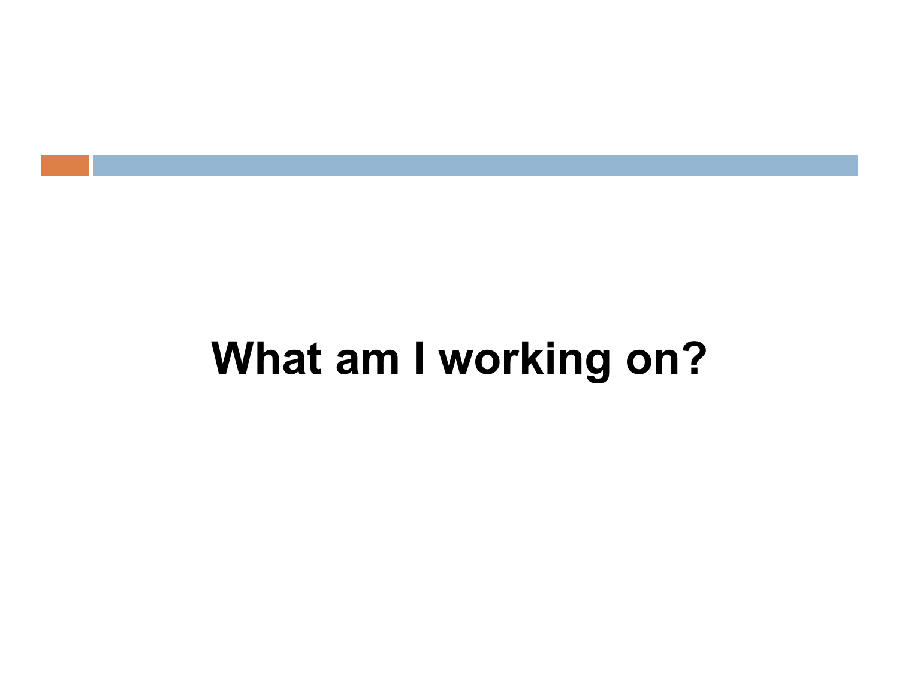# What am I working on?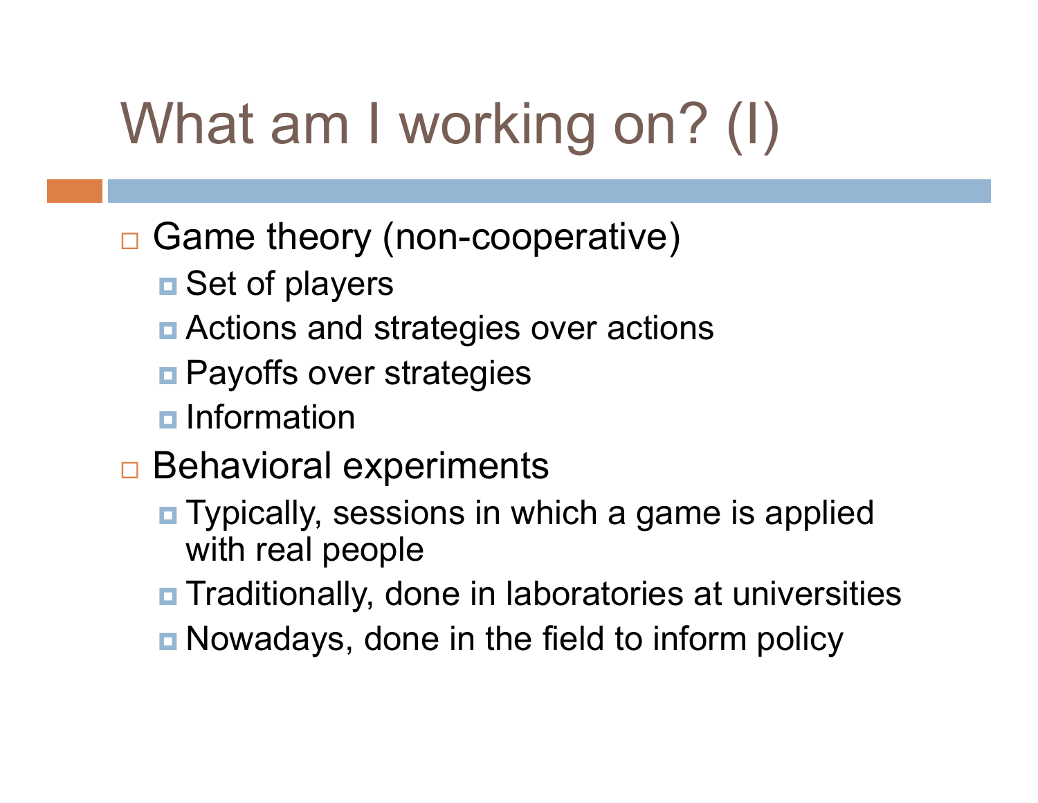# What am I working on? (I)

- Game theory (non-cooperative)
  - Set of players
  - Actions and strategies over actions
  - Payoffs over strategies
  - Information
- Behavioral experiments
  - Typically, sessions in which a game is applied with real people
  - Traditionally, done in laboratories at universities
  - Nowadays, done in the field to inform policy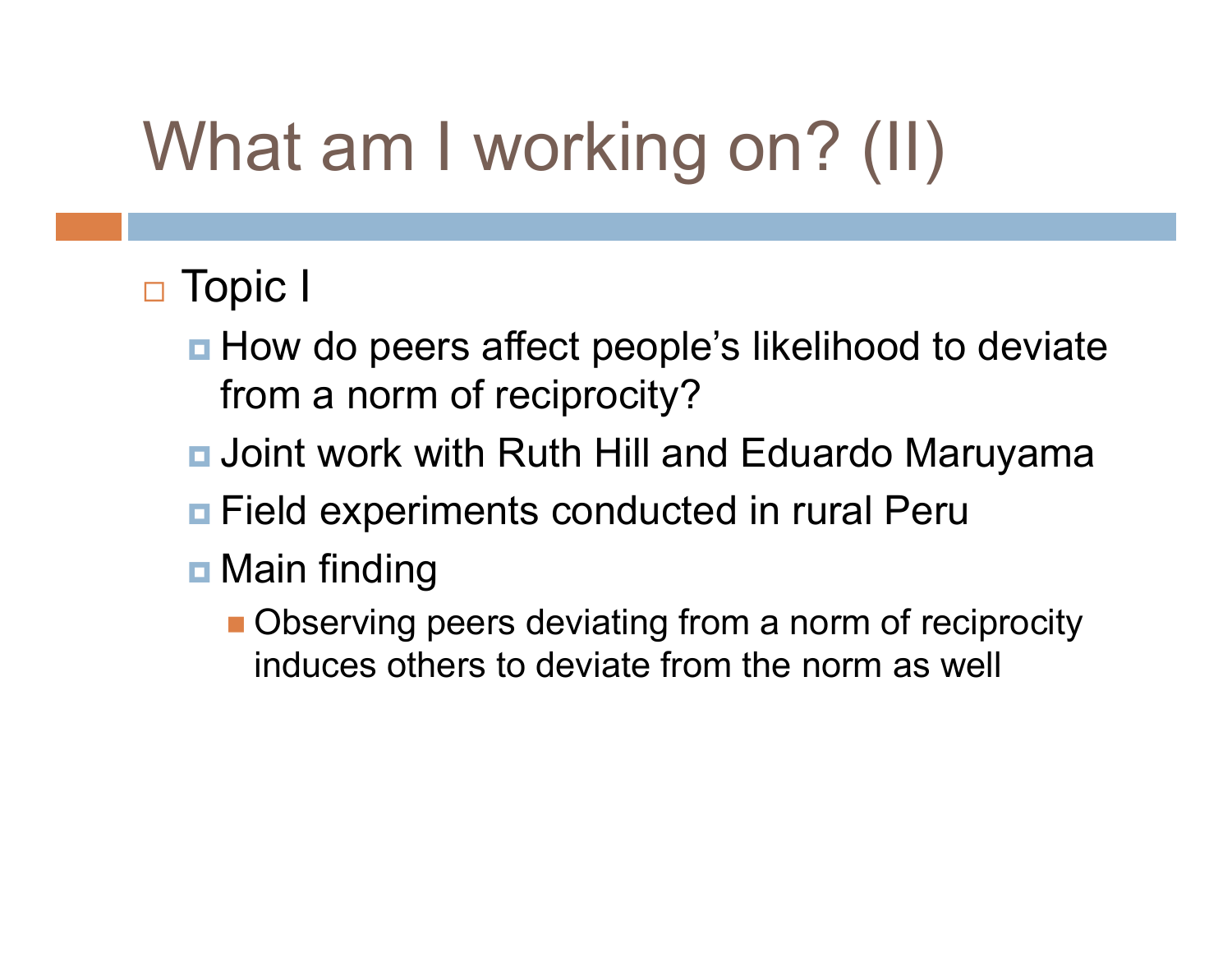# What am I working on? (II)

- Topic I
  - How do peers affect people's likelihood to deviate from a norm of reciprocity?
  - Joint work with Ruth Hill and Eduardo Maruyama
  - Field experiments conducted in rural Peru
  - Main finding
    - Observing peers deviating from a norm of reciprocity induces others to deviate from the norm as well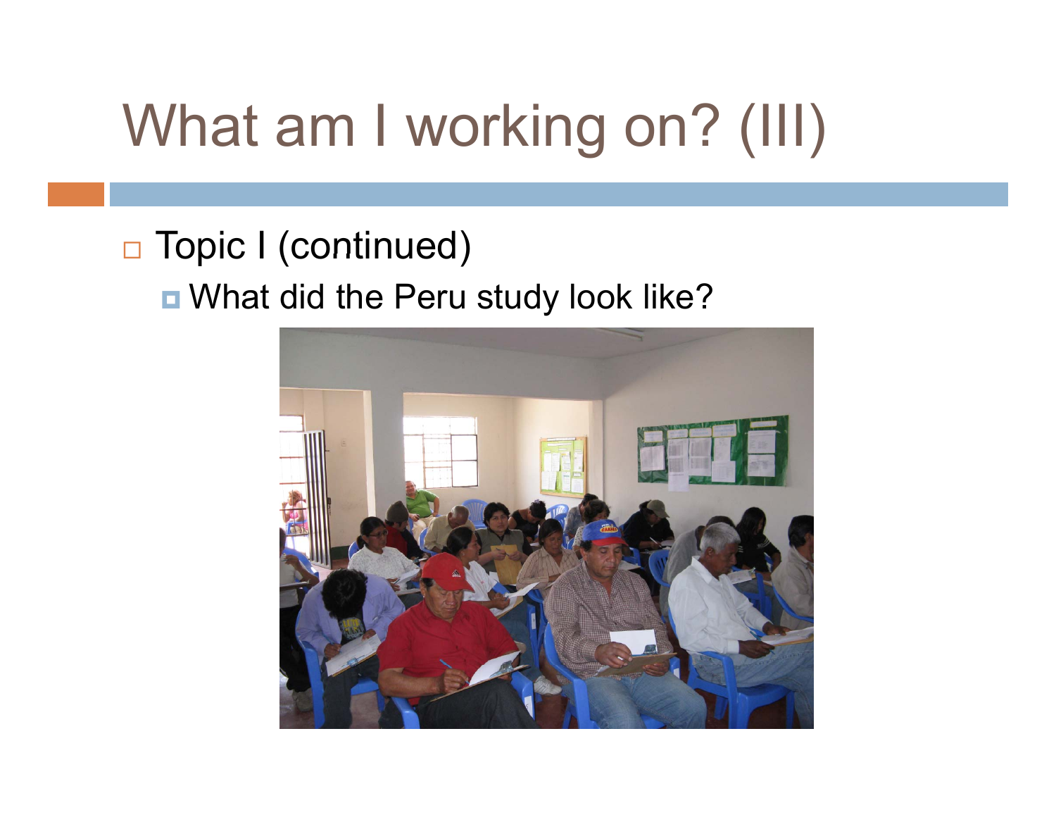# What am I working on? (III)

- Topic I (continued)
  - What did the Peru study look like?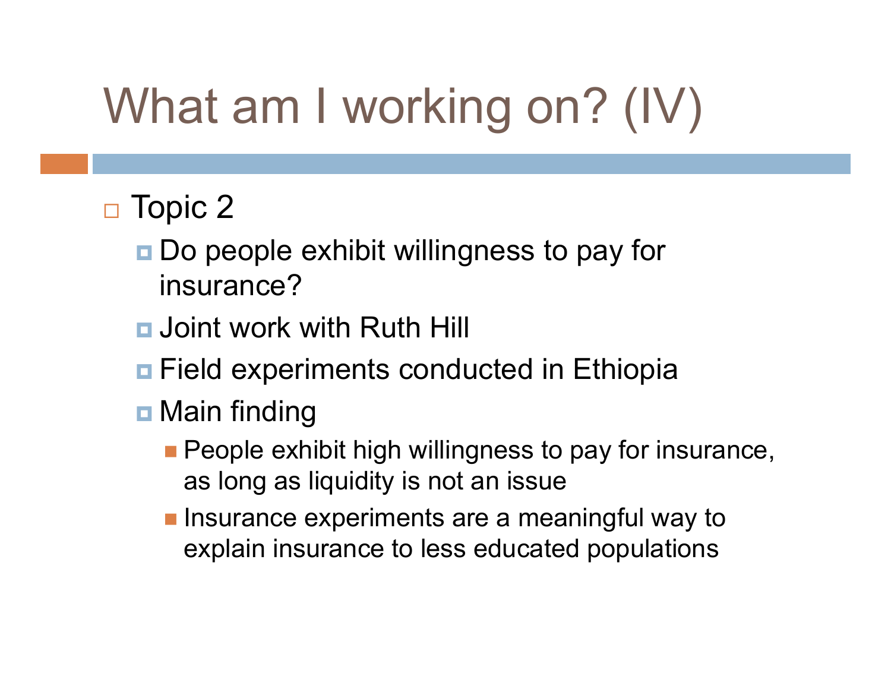# What am I working on? (IV)

- Topic 2
  - Do people exhibit willingness to pay for insurance?
  - Joint work with Ruth Hill
  - Field experiments conducted in Ethiopia
  - Main finding
    - People exhibit high willingness to pay for insurance, as long as liquidity is not an issue
    - Insurance experiments are a meaningful way to explain insurance to less educated populations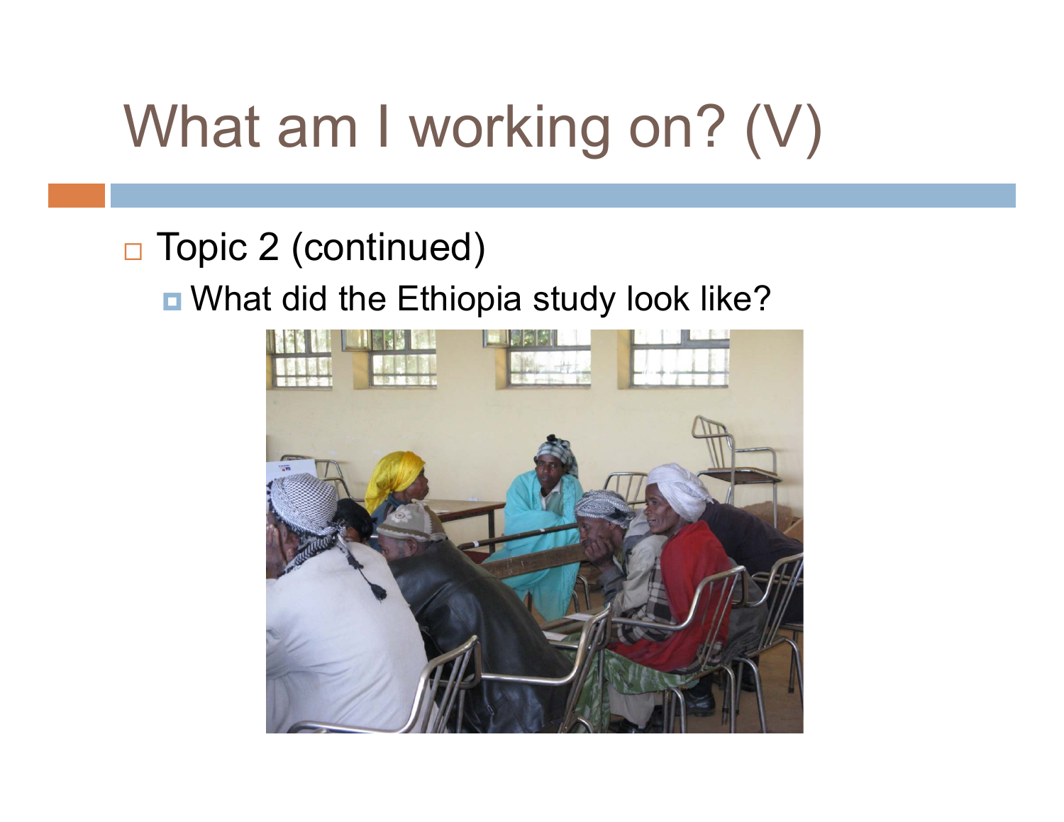# What am I working on? (V)

- Topic 2 (continued)
  - What did the Ethiopia study look like?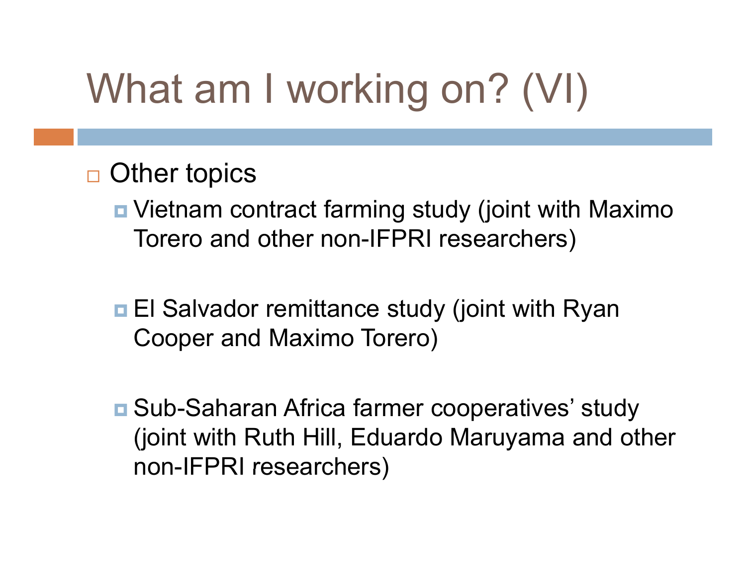# What am I working on? (VI)

- Other topics
  - Vietnam contract farming study (joint with Maximo Torero and other non-IFPRI researchers)
  - El Salvador remittance study (joint with Ryan Cooper and Maximo Torero)
  - Sub-Saharan Africa farmer cooperatives' study (joint with Ruth Hill, Eduardo Maruyama and other non-IFPRI researchers)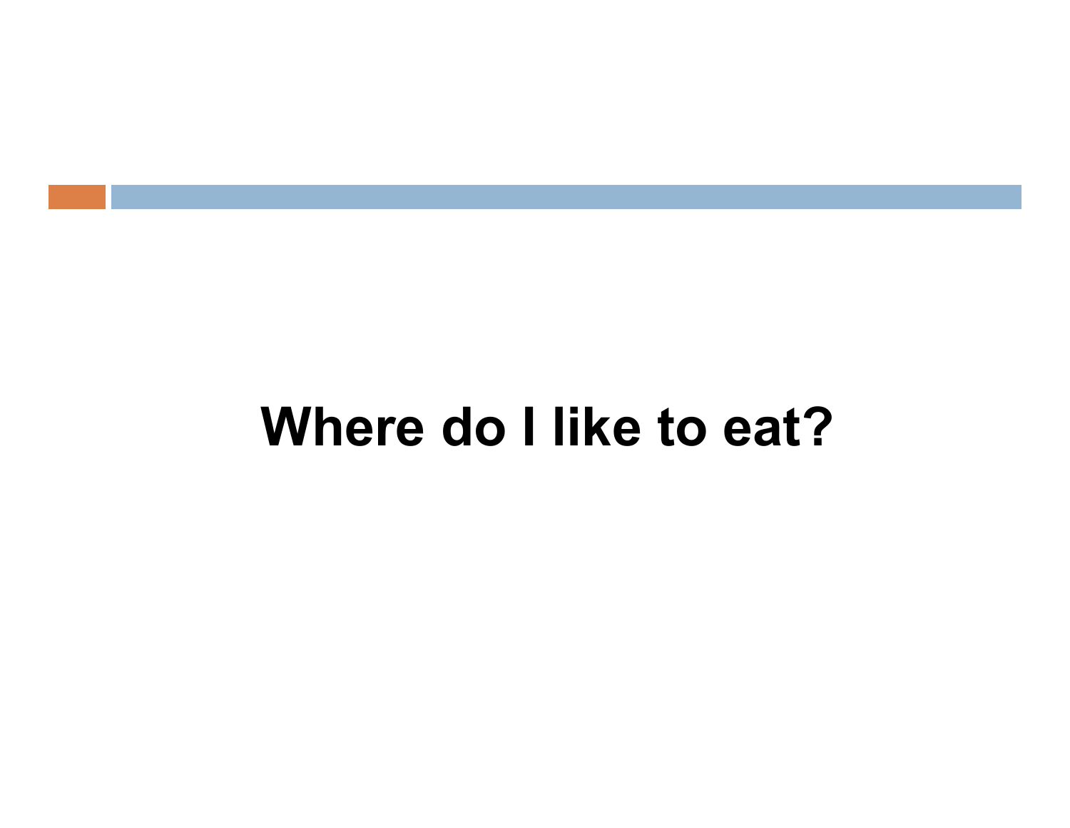# Where do I like to eat?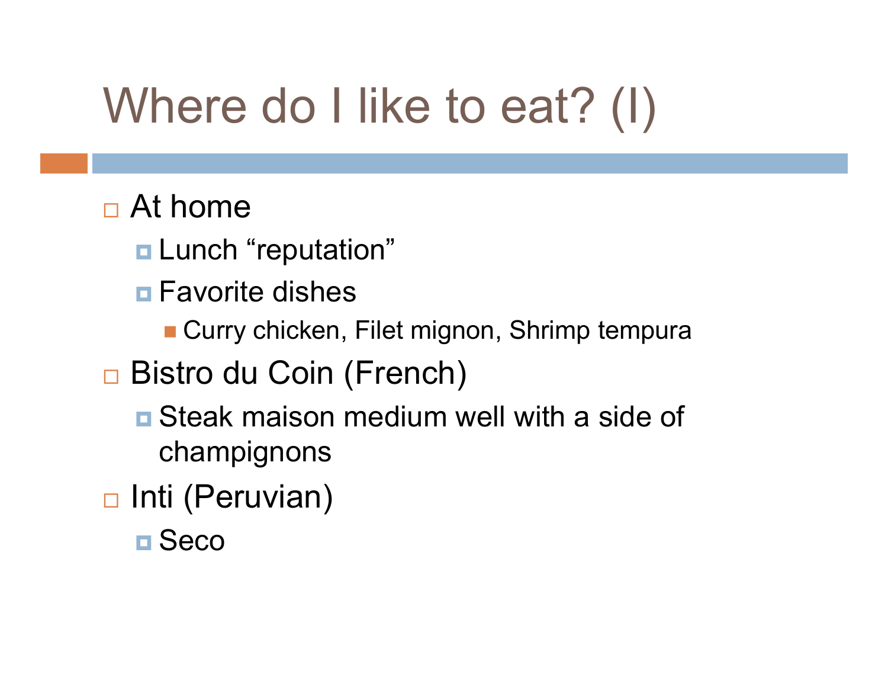# Where do I like to eat? (I)

- At home
  - Lunch “reputation”
  - Favorite dishes
    - Curry chicken, Filet mignon, Shrimp tempura
- Bistro du Coin (French)
  - Steak maison medium well with a side of champignons
- Inti (Peruvian)
  - Seco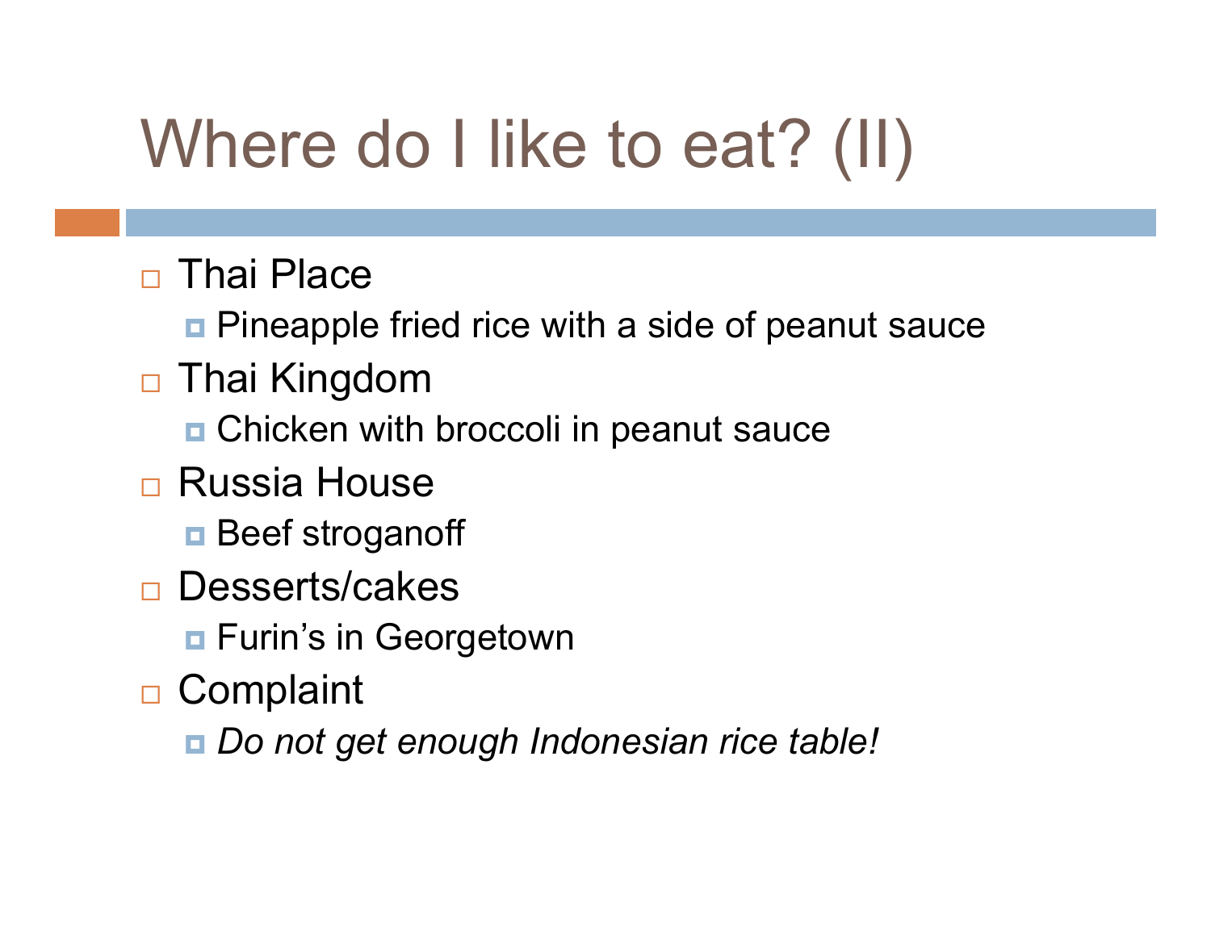# Where do I like to eat? (II)

- Thai Place
  - Pineapple fried rice with a side of peanut sauce
- Thai Kingdom
  - Chicken with broccoli in peanut sauce
- Russia House
  - Beef stroganoff
- Desserts/cakes
  - Furin's in Georgetown
- Complaint
  - *Do not get enough Indonesian rice table!*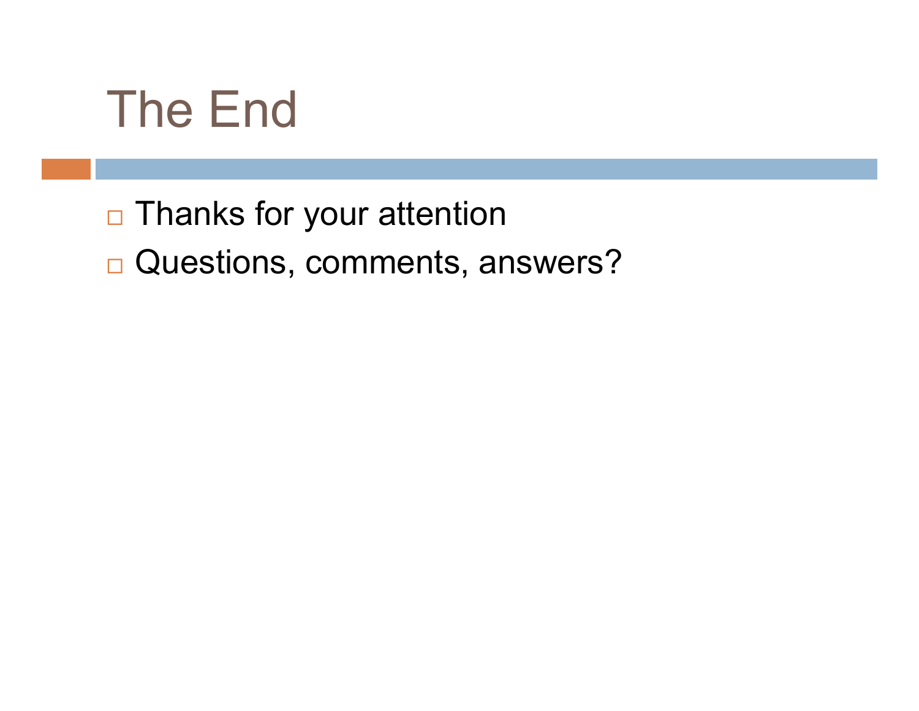# The End

- Thanks for your attention
- Questions, comments, answers?